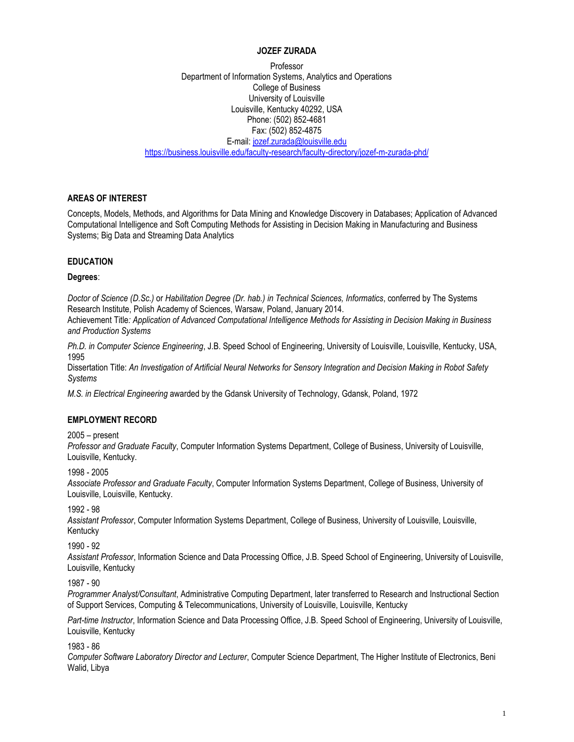# JOZEF ZURADA

Professor
Department of Information Systems, Analytics and Operations
College of Business
University of Louisville
Louisville, Kentucky 40292, USA
Phone: (502) 852-4681
Fax: (502) 852-4875
E-mail: jozef.zurada@louisville.edu
https://business.louisville.edu/faculty-research/faculty-directory/jozef-m-zurada-phd/

## AREAS OF INTEREST

Concepts, Models, Methods, and Algorithms for Data Mining and Knowledge Discovery in Databases; Application of Advanced Computational Intelligence and Soft Computing Methods for Assisting in Decision Making in Manufacturing and Business Systems; Big Data and Streaming Data Analytics

## EDUCATION

**Degrees**:

*Doctor of Science (D.Sc.)* or *Habilitation Degree (Dr. hab.) in Technical Sciences, Informatics*, conferred by The Systems Research Institute, Polish Academy of Sciences, Warsaw, Poland, January 2014.
Achievement Title*: Application of Advanced Computational Intelligence Methods for Assisting in Decision Making in Business and Production Systems*

*Ph.D. in Computer Science Engineering*, J.B. Speed School of Engineering, University of Louisville, Louisville, Kentucky, USA, 1995
Dissertation Title: *An Investigation of Artificial Neural Networks for Sensory Integration and Decision Making in Robot Safety Systems*

*M.S. in Electrical Engineering* awarded by the Gdansk University of Technology, Gdansk, Poland, 1972

## EMPLOYMENT RECORD

2005 – present
*Professor and Graduate Faculty*, Computer Information Systems Department, College of Business, University of Louisville, Louisville, Kentucky.

1998 - 2005
*Associate Professor and Graduate Faculty*, Computer Information Systems Department, College of Business, University of Louisville, Louisville, Kentucky.

1992 - 98
*Assistant Professor*, Computer Information Systems Department, College of Business, University of Louisville, Louisville, Kentucky

1990 - 92
*Assistant Professor*, Information Science and Data Processing Office, J.B. Speed School of Engineering, University of Louisville, Louisville, Kentucky

1987 - 90
*Programmer Analyst/Consultant*, Administrative Computing Department, later transferred to Research and Instructional Section of Support Services, Computing & Telecommunications, University of Louisville, Louisville, Kentucky

*Part-time Instructor*, Information Science and Data Processing Office, J.B. Speed School of Engineering, University of Louisville, Louisville, Kentucky

1983 - 86
*Computer Software Laboratory Director and Lecturer*, Computer Science Department, The Higher Institute of Electronics, Beni Walid, Libya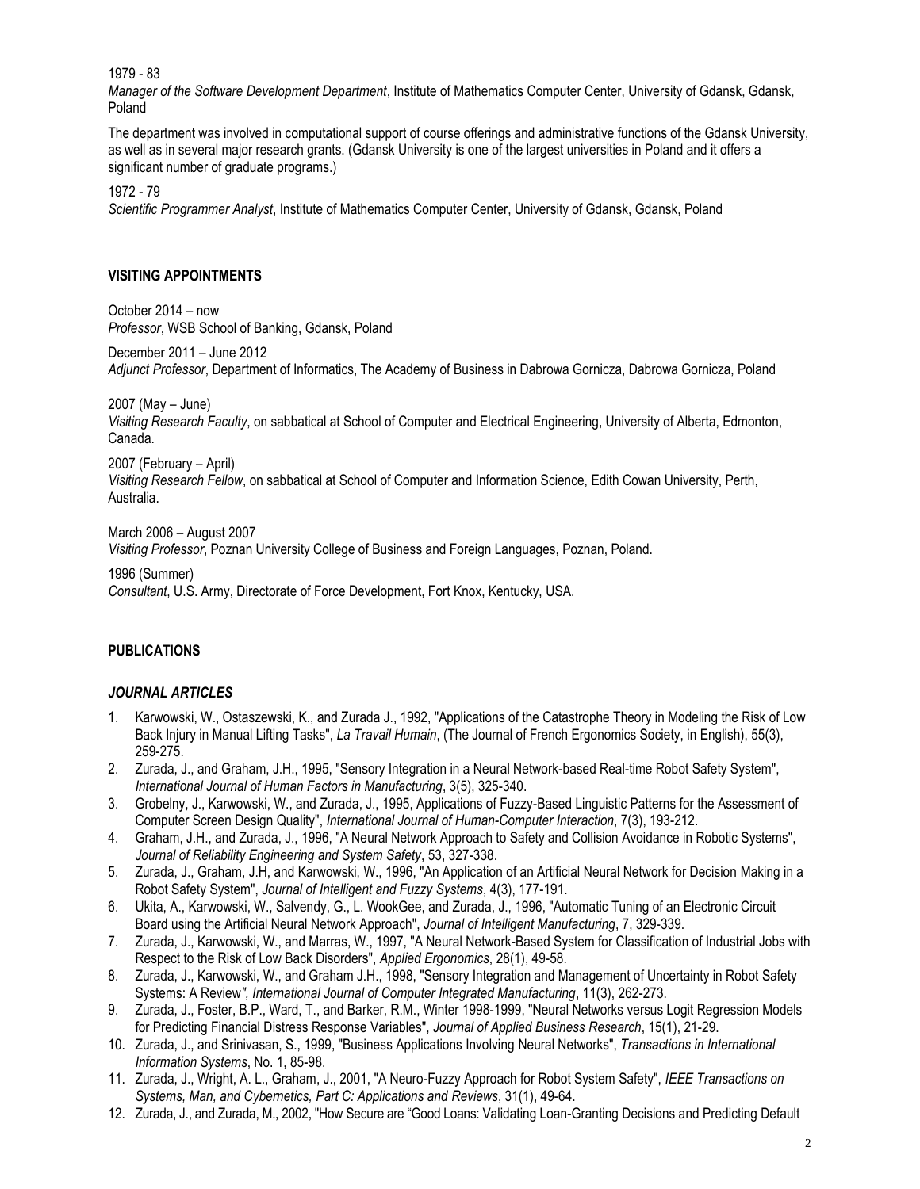1979 - 83
*Manager of the Software Development Department*, Institute of Mathematics Computer Center, University of Gdansk, Gdansk, Poland

The department was involved in computational support of course offerings and administrative functions of the Gdansk University, as well as in several major research grants. (Gdansk University is one of the largest universities in Poland and it offers a significant number of graduate programs.)

1972 - 79
*Scientific Programmer Analyst*, Institute of Mathematics Computer Center, University of Gdansk, Gdansk, Poland

## VISITING APPOINTMENTS

October 2014 – now
*Professor*, WSB School of Banking, Gdansk, Poland

December 2011 – June 2012
*Adjunct Professor*, Department of Informatics, The Academy of Business in Dabrowa Gornicza, Dabrowa Gornicza, Poland

2007 (May – June)
*Visiting Research Faculty*, on sabbatical at School of Computer and Electrical Engineering, University of Alberta, Edmonton, Canada.

2007 (February – April)
*Visiting Research Fellow*, on sabbatical at School of Computer and Information Science, Edith Cowan University, Perth, Australia.

March 2006 – August 2007
*Visiting Professor*, Poznan University College of Business and Foreign Languages, Poznan, Poland.

1996 (Summer)
*Consultant*, U.S. Army, Directorate of Force Development, Fort Knox, Kentucky, USA.

## PUBLICATIONS

### *JOURNAL ARTICLES*

1. Karwowski, W., Ostaszewski, K., and Zurada J., 1992, "Applications of the Catastrophe Theory in Modeling the Risk of Low Back Injury in Manual Lifting Tasks", *La Travail Humain*, (The Journal of French Ergonomics Society, in English), 55(3), 259-275.
2. Zurada, J., and Graham, J.H., 1995, "Sensory Integration in a Neural Network-based Real-time Robot Safety System", *International Journal of Human Factors in Manufacturing*, 3(5), 325-340.
3. Grobelny, J., Karwowski, W., and Zurada, J., 1995, Applications of Fuzzy-Based Linguistic Patterns for the Assessment of Computer Screen Design Quality", *International Journal of Human-Computer Interaction*, 7(3), 193-212.
4. Graham, J.H., and Zurada, J., 1996, "A Neural Network Approach to Safety and Collision Avoidance in Robotic Systems", *Journal of Reliability Engineering and System Safety*, 53, 327-338.
5. Zurada, J., Graham, J.H, and Karwowski, W., 1996, "An Application of an Artificial Neural Network for Decision Making in a Robot Safety System", *Journal of Intelligent and Fuzzy Systems*, 4(3), 177-191.
6. Ukita, A., Karwowski, W., Salvendy, G., L. WookGee, and Zurada, J., 1996, "Automatic Tuning of an Electronic Circuit Board using the Artificial Neural Network Approach", *Journal of Intelligent Manufacturing*, 7, 329-339.
7. Zurada, J., Karwowski, W., and Marras, W., 1997, "A Neural Network-Based System for Classification of Industrial Jobs with Respect to the Risk of Low Back Disorders", *Applied Ergonomics*, 28(1), 49-58.
8. Zurada, J., Karwowski, W., and Graham J.H., 1998, "Sensory Integration and Management of Uncertainty in Robot Safety Systems: A Review", *International Journal of Computer Integrated Manufacturing*, 11(3), 262-273.
9. Zurada, J., Foster, B.P., Ward, T., and Barker, R.M., Winter 1998-1999, "Neural Networks versus Logit Regression Models for Predicting Financial Distress Response Variables", *Journal of Applied Business Research*, 15(1), 21-29.
10. Zurada, J., and Srinivasan, S., 1999, "Business Applications Involving Neural Networks", *Transactions in International Information Systems*, No. 1, 85-98.
11. Zurada, J., Wright, A. L., Graham, J., 2001, "A Neuro-Fuzzy Approach for Robot System Safety", *IEEE Transactions on Systems, Man, and Cybernetics, Part C: Applications and Reviews*, 31(1), 49-64.
12. Zurada, J., and Zurada, M., 2002, "How Secure are "Good Loans: Validating Loan-Granting Decisions and Predicting Default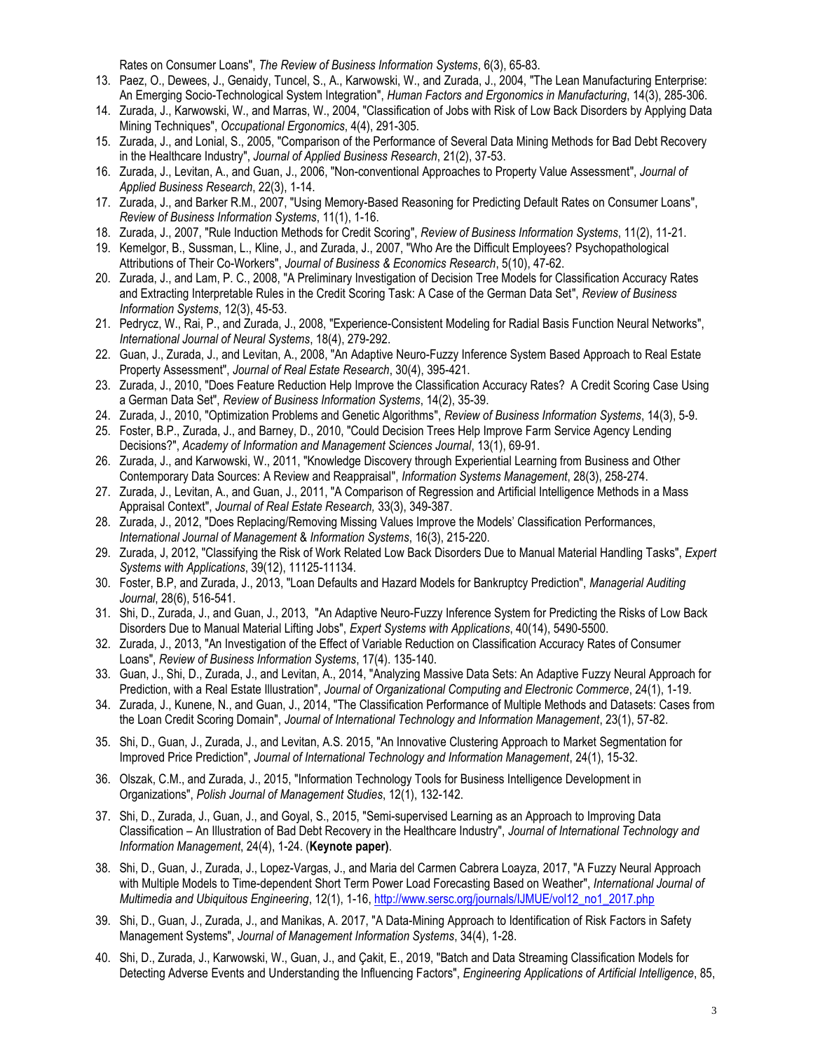Rates on Consumer Loans", *The Review of Business Information Systems*, 6(3), 65-83.

13. Paez, O., Dewees, J., Genaidy, Tuncel, S., A., Karwowski, W., and Zurada, J., 2004, "The Lean Manufacturing Enterprise: An Emerging Socio-Technological System Integration", *Human Factors and Ergonomics in Manufacturing*, 14(3), 285-306.
14. Zurada, J., Karwowski, W., and Marras, W., 2004, "Classification of Jobs with Risk of Low Back Disorders by Applying Data Mining Techniques", *Occupational Ergonomics*, 4(4), 291-305.
15. Zurada, J., and Lonial, S., 2005, "Comparison of the Performance of Several Data Mining Methods for Bad Debt Recovery in the Healthcare Industry", *Journal of Applied Business Research*, 21(2), 37-53.
16. Zurada, J., Levitan, A., and Guan, J., 2006, "Non-conventional Approaches to Property Value Assessment", *Journal of Applied Business Research*, 22(3), 1-14.
17. Zurada, J., and Barker R.M., 2007, "Using Memory-Based Reasoning for Predicting Default Rates on Consumer Loans", *Review of Business Information Systems*, 11(1), 1-16.
18. Zurada, J., 2007, "Rule Induction Methods for Credit Scoring", *Review of Business Information Systems*, 11(2), 11-21.
19. Kemelgor, B., Sussman, L., Kline, J., and Zurada, J., 2007, "Who Are the Difficult Employees? Psychopathological Attributions of Their Co-Workers", *Journal of Business & Economics Research*, 5(10), 47-62.
20. Zurada, J., and Lam, P. C., 2008, "A Preliminary Investigation of Decision Tree Models for Classification Accuracy Rates and Extracting Interpretable Rules in the Credit Scoring Task: A Case of the German Data Set", *Review of Business Information Systems*, 12(3), 45-53.
21. Pedrycz, W., Rai, P., and Zurada, J., 2008, "Experience-Consistent Modeling for Radial Basis Function Neural Networks", *International Journal of Neural Systems*, 18(4), 279-292.
22. Guan, J., Zurada, J., and Levitan, A., 2008, "An Adaptive Neuro-Fuzzy Inference System Based Approach to Real Estate Property Assessment", *Journal of Real Estate Research*, 30(4), 395-421.
23. Zurada, J., 2010, "Does Feature Reduction Help Improve the Classification Accuracy Rates? A Credit Scoring Case Using a German Data Set", *Review of Business Information Systems*, 14(2), 35-39.
24. Zurada, J., 2010, "Optimization Problems and Genetic Algorithms", *Review of Business Information Systems*, 14(3), 5-9.
25. Foster, B.P., Zurada, J., and Barney, D., 2010, "Could Decision Trees Help Improve Farm Service Agency Lending Decisions?", *Academy of Information and Management Sciences Journal*, 13(1), 69-91.
26. Zurada, J., and Karwowski, W., 2011, "Knowledge Discovery through Experiential Learning from Business and Other Contemporary Data Sources: A Review and Reappraisal", *Information Systems Management*, 28(3), 258-274.
27. Zurada, J., Levitan, A., and Guan, J., 2011, "A Comparison of Regression and Artificial Intelligence Methods in a Mass Appraisal Context", *Journal of Real Estate Research,* 33(3), 349-387.
28. Zurada, J., 2012, "Does Replacing/Removing Missing Values Improve the Models' Classification Performances, *International Journal of Management* & *Information Systems*, 16(3), 215-220.
29. Zurada, J, 2012, "Classifying the Risk of Work Related Low Back Disorders Due to Manual Material Handling Tasks", *Expert Systems with Applications*, 39(12), 11125-11134.
30. Foster, B.P, and Zurada, J., 2013, "Loan Defaults and Hazard Models for Bankruptcy Prediction", *Managerial Auditing Journal*, 28(6), 516-541.
31. Shi, D., Zurada, J., and Guan, J., 2013, "An Adaptive Neuro-Fuzzy Inference System for Predicting the Risks of Low Back Disorders Due to Manual Material Lifting Jobs", *Expert Systems with Applications*, 40(14), 5490-5500.
32. Zurada, J., 2013, "An Investigation of the Effect of Variable Reduction on Classification Accuracy Rates of Consumer Loans", *Review of Business Information Systems*, 17(4). 135-140.
33. Guan, J., Shi, D., Zurada, J., and Levitan, A., 2014, "Analyzing Massive Data Sets: An Adaptive Fuzzy Neural Approach for Prediction, with a Real Estate Illustration", *Journal of Organizational Computing and Electronic Commerce*, 24(1), 1-19.
34. Zurada, J., Kunene, N., and Guan, J., 2014, "The Classification Performance of Multiple Methods and Datasets: Cases from the Loan Credit Scoring Domain", *Journal of International Technology and Information Management*, 23(1), 57-82.
35. Shi, D., Guan, J., Zurada, J., and Levitan, A.S. 2015, "An Innovative Clustering Approach to Market Segmentation for Improved Price Prediction", *Journal of International Technology and Information Management*, 24(1), 15-32.
36. Olszak, C.M., and Zurada, J., 2015, "Information Technology Tools for Business Intelligence Development in Organizations", *Polish Journal of Management Studies*, 12(1), 132-142.
37. Shi, D., Zurada, J., Guan, J., and Goyal, S., 2015, "Semi-supervised Learning as an Approach to Improving Data Classification – An Illustration of Bad Debt Recovery in the Healthcare Industry", *Journal of International Technology and Information Management*, 24(4), 1-24. (**Keynote paper**).
38. Shi, D., Guan, J., Zurada, J., Lopez-Vargas, J., and Maria del Carmen Cabrera Loayza, 2017, "A Fuzzy Neural Approach with Multiple Models to Time-dependent Short Term Power Load Forecasting Based on Weather", *International Journal of Multimedia and Ubiquitous Engineering*, 12(1), 1-16, http://www.sersc.org/journals/IJMUE/vol12_no1_2017.php
39. Shi, D., Guan, J., Zurada, J., and Manikas, A. 2017, "A Data-Mining Approach to Identification of Risk Factors in Safety Management Systems", *Journal of Management Information Systems*, 34(4), 1-28.
40. Shi, D., Zurada, J., Karwowski, W., Guan, J., and Çakit, E., 2019, "Batch and Data Streaming Classification Models for Detecting Adverse Events and Understanding the Influencing Factors", *Engineering Applications of Artificial Intelligence*, 85,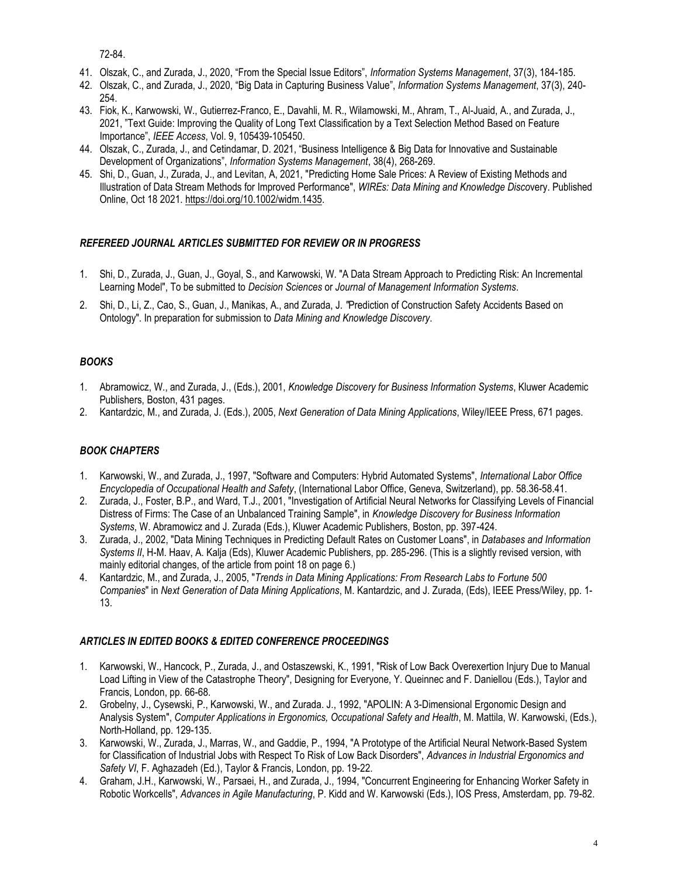72-84.

41. Olszak, C., and Zurada, J., 2020, "From the Special Issue Editors", *Information Systems Management*, 37(3), 184-185.
42. Olszak, C., and Zurada, J., 2020, "Big Data in Capturing Business Value", *Information Systems Management*, 37(3), 240-254.
43. Fiok, K., Karwowski, W., Gutierrez-Franco, E., Davahli, M. R., Wilamowski, M., Ahram, T., Al-Juaid, A., and Zurada, J., 2021, "Text Guide: Improving the Quality of Long Text Classification by a Text Selection Method Based on Feature Importance", *IEEE Access*, Vol. 9, 105439-105450.
44. Olszak, C., Zurada, J., and Cetindamar, D. 2021, "Business Intelligence & Big Data for Innovative and Sustainable Development of Organizations", *Information Systems Management*, 38(4), 268-269.
45. Shi, D., Guan, J., Zurada, J., and Levitan, A, 2021, "Predicting Home Sale Prices: A Review of Existing Methods and Illustration of Data Stream Methods for Improved Performance", *WIREs: Data Mining and Knowledge Disco*very. Published Online, Oct 18 2021. https://doi.org/10.1002/widm.1435.

### *REFEREED JOURNAL ARTICLES SUBMITTED FOR REVIEW OR IN PROGRESS*

1. Shi, D., Zurada, J., Guan, J., Goyal, S., and Karwowski, W. "A Data Stream Approach to Predicting Risk: An Incremental Learning Model", To be submitted to *Decision Sciences* or *Journal of Management Information Systems*.
2. Shi, D., Li, Z., Cao, S., Guan, J., Manikas, A., and Zurada, J. "Prediction of Construction Safety Accidents Based on Ontology". In preparation for submission to *Data Mining and Knowledge Discovery*.

### *BOOKS*

1. Abramowicz, W., and Zurada, J., (Eds.), 2001, *Knowledge Discovery for Business Information Systems*, Kluwer Academic Publishers, Boston, 431 pages.
2. Kantardzic, M., and Zurada, J. (Eds.), 2005, *Next Generation of Data Mining Applications*, Wiley/IEEE Press, 671 pages.

### *BOOK CHAPTERS*

1. Karwowski, W., and Zurada, J., 1997, "Software and Computers: Hybrid Automated Systems", *International Labor Office Encyclopedia of Occupational Health and Safety*, (International Labor Office, Geneva, Switzerland), pp. 58.36-58.41.
2. Zurada, J., Foster, B.P., and Ward, T.J., 2001, "Investigation of Artificial Neural Networks for Classifying Levels of Financial Distress of Firms: The Case of an Unbalanced Training Sample", in *Knowledge Discovery for Business Information Systems*, W. Abramowicz and J. Zurada (Eds.), Kluwer Academic Publishers, Boston, pp. 397-424.
3. Zurada, J., 2002, "Data Mining Techniques in Predicting Default Rates on Customer Loans", in *Databases and Information Systems II*, H-M. Haav, A. Kalja (Eds), Kluwer Academic Publishers, pp. 285-296. (This is a slightly revised version, with mainly editorial changes, of the article from point 18 on page 6.)
4. Kantardzic, M., and Zurada, J., 2005, "*Trends in Data Mining Applications: From Research Labs to Fortune 500 Companies*" in *Next Generation of Data Mining Applications*, M. Kantardzic, and J. Zurada, (Eds), IEEE Press/Wiley, pp. 1-13.

### *ARTICLES IN EDITED BOOKS & EDITED CONFERENCE PROCEEDINGS*

1. Karwowski, W., Hancock, P., Zurada, J., and Ostaszewski, K., 1991, "Risk of Low Back Overexertion Injury Due to Manual Load Lifting in View of the Catastrophe Theory", Designing for Everyone, Y. Queinnec and F. Daniellou (Eds.), Taylor and Francis, London, pp. 66-68.
2. Grobelny, J., Cysewski, P., Karwowski, W., and Zurada. J., 1992, "APOLIN: A 3-Dimensional Ergonomic Design and Analysis System", *Computer Applications in Ergonomics, Occupational Safety and Health*, M. Mattila, W. Karwowski, (Eds.), North-Holland, pp. 129-135.
3. Karwowski, W., Zurada, J., Marras, W., and Gaddie, P., 1994, "A Prototype of the Artificial Neural Network-Based System for Classification of Industrial Jobs with Respect To Risk of Low Back Disorders", *Advances in Industrial Ergonomics and Safety VI*, F. Aghazadeh (Ed.), Taylor & Francis, London, pp. 19-22.
4. Graham, J.H., Karwowski, W., Parsaei, H., and Zurada, J., 1994, "Concurrent Engineering for Enhancing Worker Safety in Robotic Workcells", *Advances in Agile Manufacturing*, P. Kidd and W. Karwowski (Eds.), IOS Press, Amsterdam, pp. 79-82.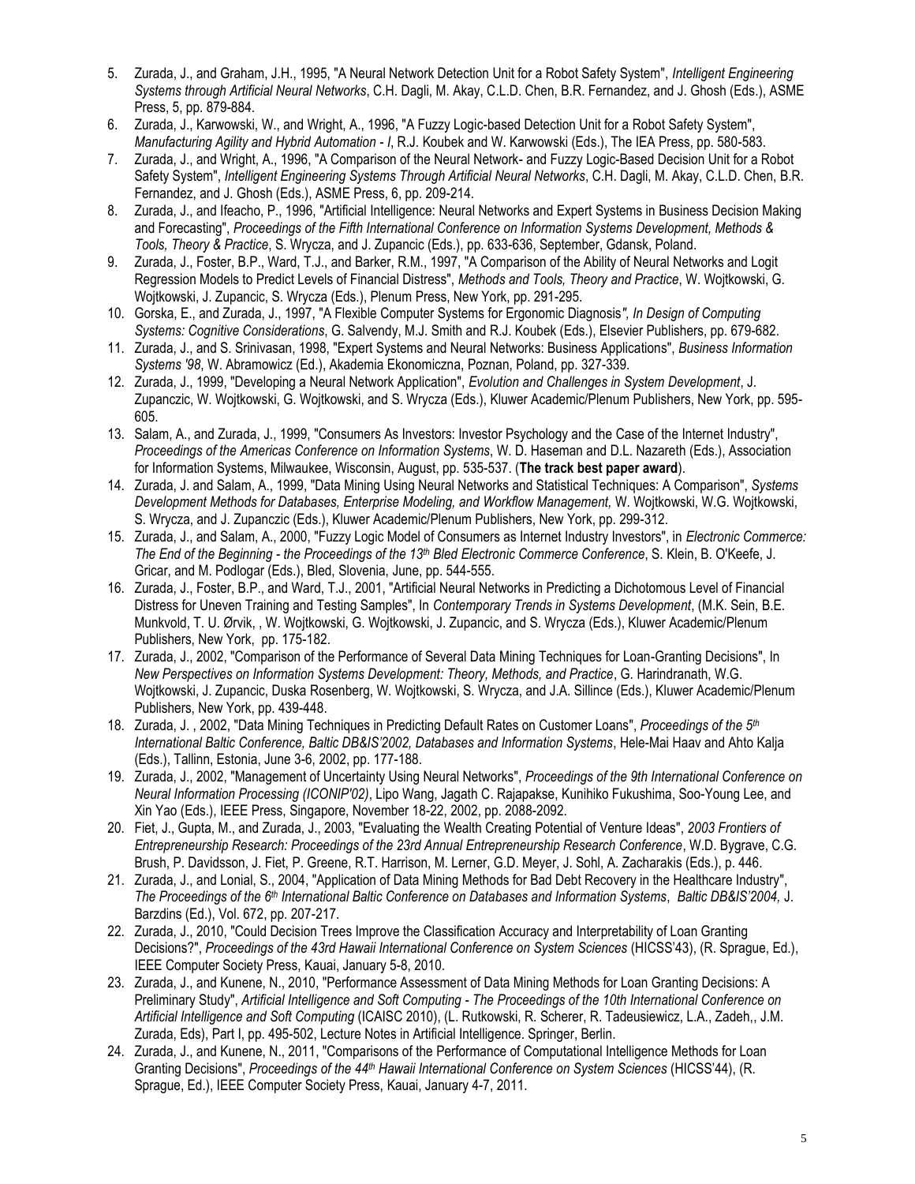5. Zurada, J., and Graham, J.H., 1995, "A Neural Network Detection Unit for a Robot Safety System", *Intelligent Engineering Systems through Artificial Neural Networks*, C.H. Dagli, M. Akay, C.L.D. Chen, B.R. Fernandez, and J. Ghosh (Eds.), ASME Press, 5, pp. 879-884.
6. Zurada, J., Karwowski, W., and Wright, A., 1996, "A Fuzzy Logic-based Detection Unit for a Robot Safety System", *Manufacturing Agility and Hybrid Automation - I*, R.J. Koubek and W. Karwowski (Eds.), The IEA Press, pp. 580-583.
7. Zurada, J., and Wright, A., 1996, "A Comparison of the Neural Network- and Fuzzy Logic-Based Decision Unit for a Robot Safety System", *Intelligent Engineering Systems Through Artificial Neural Networks*, C.H. Dagli, M. Akay, C.L.D. Chen, B.R. Fernandez, and J. Ghosh (Eds.), ASME Press, 6, pp. 209-214.
8. Zurada, J., and Ifeacho, P., 1996, "Artificial Intelligence: Neural Networks and Expert Systems in Business Decision Making and Forecasting", *Proceedings of the Fifth International Conference on Information Systems Development, Methods & Tools, Theory & Practice*, S. Wrycza, and J. Zupancic (Eds.), pp. 633-636, September, Gdansk, Poland.
9. Zurada, J., Foster, B.P., Ward, T.J., and Barker, R.M., 1997, "A Comparison of the Ability of Neural Networks and Logit Regression Models to Predict Levels of Financial Distress", *Methods and Tools, Theory and Practice*, W. Wojtkowski, G. Wojtkowski, J. Zupancic, S. Wrycza (Eds.), Plenum Press, New York, pp. 291-295.
10. Gorska, E., and Zurada, J., 1997, "A Flexible Computer Systems for Ergonomic Diagnosis*", In Design of Computing Systems: Cognitive Considerations*, G. Salvendy, M.J. Smith and R.J. Koubek (Eds.), Elsevier Publishers, pp. 679-682.
11. Zurada, J., and S. Srinivasan, 1998, "Expert Systems and Neural Networks: Business Applications", *Business Information Systems '98*, W. Abramowicz (Ed.), Akademia Ekonomiczna, Poznan, Poland, pp. 327-339.
12. Zurada, J., 1999, "Developing a Neural Network Application", *Evolution and Challenges in System Development*, J. Zupanczic, W. Wojtkowski, G. Wojtkowski, and S. Wrycza (Eds.), Kluwer Academic/Plenum Publishers, New York, pp. 595-605.
13. Salam, A., and Zurada, J., 1999, "Consumers As Investors: Investor Psychology and the Case of the Internet Industry", *Proceedings of the Americas Conference on Information Systems*, W. D. Haseman and D.L. Nazareth (Eds.), Association for Information Systems, Milwaukee, Wisconsin, August, pp. 535-537. (**The track best paper award**).
14. Zurada, J. and Salam, A., 1999, "Data Mining Using Neural Networks and Statistical Techniques: A Comparison", *Systems Development Methods for Databases, Enterprise Modeling, and Workflow Management,* W. Wojtkowski, W.G. Wojtkowski, S. Wrycza, and J. Zupanczic (Eds.), Kluwer Academic/Plenum Publishers, New York, pp. 299-312.
15. Zurada, J., and Salam, A., 2000, "Fuzzy Logic Model of Consumers as Internet Industry Investors", in *Electronic Commerce: The End of the Beginning - the Proceedings of the 13th Bled Electronic Commerce Conference*, S. Klein, B. O'Keefe, J. Gricar, and M. Podlogar (Eds.), Bled, Slovenia, June, pp. 544-555.
16. Zurada, J., Foster, B.P., and Ward, T.J., 2001, "Artificial Neural Networks in Predicting a Dichotomous Level of Financial Distress for Uneven Training and Testing Samples", In *Contemporary Trends in Systems Development*, (M.K. Sein, B.E. Munkvold, T. U. Ørvik, , W. Wojtkowski, G. Wojtkowski, J. Zupancic, and S. Wrycza (Eds.), Kluwer Academic/Plenum Publishers, New York, pp. 175-182.
17. Zurada, J., 2002, "Comparison of the Performance of Several Data Mining Techniques for Loan-Granting Decisions", In *New Perspectives on Information Systems Development: Theory, Methods, and Practice*, G. Harindranath, W.G. Wojtkowski, J. Zupancic, Duska Rosenberg, W. Wojtkowski, S. Wrycza, and J.A. Sillince (Eds.), Kluwer Academic/Plenum Publishers, New York, pp. 439-448.
18. Zurada, J. , 2002, "Data Mining Techniques in Predicting Default Rates on Customer Loans", *Proceedings of the 5th International Baltic Conference, Baltic DB&IS'2002, Databases and Information Systems*, Hele-Mai Haav and Ahto Kalja (Eds.), Tallinn, Estonia, June 3-6, 2002, pp. 177-188.
19. Zurada, J., 2002, "Management of Uncertainty Using Neural Networks", *Proceedings of the 9th International Conference on Neural Information Processing (ICONIP'02)*, Lipo Wang, Jagath C. Rajapakse, Kunihiko Fukushima, Soo-Young Lee, and Xin Yao (Eds.), IEEE Press, Singapore, November 18-22, 2002, pp. 2088-2092.
20. Fiet, J., Gupta, M., and Zurada, J., 2003, "Evaluating the Wealth Creating Potential of Venture Ideas", *2003 Frontiers of Entrepreneurship Research: Proceedings of the 23rd Annual Entrepreneurship Research Conference*, W.D. Bygrave, C.G. Brush, P. Davidsson, J. Fiet, P. Greene, R.T. Harrison, M. Lerner, G.D. Meyer, J. Sohl, A. Zacharakis (Eds.), p. 446.
21. Zurada, J., and Lonial, S., 2004, "Application of Data Mining Methods for Bad Debt Recovery in the Healthcare Industry", *The Proceedings of the 6th International Baltic Conference on Databases and Information Systems*, *Baltic DB&IS'2004,* J. Barzdins (Ed.), Vol. 672, pp. 207-217.
22. Zurada, J., 2010, "Could Decision Trees Improve the Classification Accuracy and Interpretability of Loan Granting Decisions?", *Proceedings of the 43rd Hawaii International Conference on System Sciences* (HICSS'43), (R. Sprague, Ed.), IEEE Computer Society Press, Kauai, January 5-8, 2010.
23. Zurada, J., and Kunene, N., 2010, "Performance Assessment of Data Mining Methods for Loan Granting Decisions: A Preliminary Study", *Artificial Intelligence and Soft Computing - The Proceedings of the 10th International Conference on Artificial Intelligence and Soft Computing* (ICAISC 2010), (L. Rutkowski, R. Scherer, R. Tadeusiewicz, L.A., Zadeh,, J.M. Zurada, Eds), Part I, pp. 495-502, Lecture Notes in Artificial Intelligence. Springer, Berlin.
24. Zurada, J., and Kunene, N., 2011, "Comparisons of the Performance of Computational Intelligence Methods for Loan Granting Decisions", *Proceedings of the 44th Hawaii International Conference on System Sciences* (HICSS'44), (R. Sprague, Ed.), IEEE Computer Society Press, Kauai, January 4-7, 2011.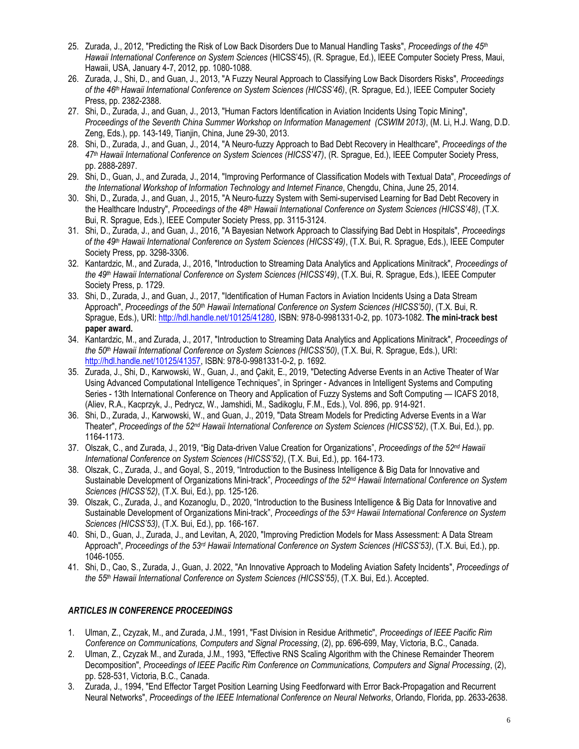25. Zurada, J., 2012, "Predicting the Risk of Low Back Disorders Due to Manual Handling Tasks", *Proceedings of the 45th Hawaii International Conference on System Sciences* (HICSS'45), (R. Sprague, Ed.), IEEE Computer Society Press, Maui, Hawaii, USA, January 4-7, 2012, pp. 1080-1088.
26. Zurada, J., Shi, D., and Guan, J., 2013, "A Fuzzy Neural Approach to Classifying Low Back Disorders Risks", *Proceedings of the 46th Hawaii International Conference on System Sciences (HICSS'46)*, (R. Sprague, Ed.), IEEE Computer Society Press, pp. 2382-2388.
27. Shi, D., Zurada, J., and Guan, J., 2013, "Human Factors Identification in Aviation Incidents Using Topic Mining", *Proceedings of the Seventh China Summer Workshop on Information Management (CSWIM 2013)*, (M. Li, H.J. Wang, D.D. Zeng, Eds.), pp. 143-149, Tianjin, China, June 29-30, 2013.
28. Shi, D., Zurada, J., and Guan, J., 2014, "A Neuro-fuzzy Approach to Bad Debt Recovery in Healthcare", *Proceedings of the 47th Hawaii International Conference on System Sciences (HICSS'47)*, (R. Sprague, Ed.), IEEE Computer Society Press, pp. 2888-2897.
29. Shi, D., Guan, J., and Zurada, J., 2014, "Improving Performance of Classification Models with Textual Data", *Proceedings of the International Workshop of Information Technology and Internet Finance*, Chengdu, China, June 25, 2014.
30. Shi, D., Zurada, J., and Guan, J., 2015, "A Neuro-fuzzy System with Semi-supervised Learning for Bad Debt Recovery in the Healthcare Industry", *Proceedings of the 48th Hawaii International Conference on System Sciences (HICSS'48)*, (T.X. Bui, R. Sprague, Eds.), IEEE Computer Society Press, pp. 3115-3124.
31. Shi, D., Zurada, J., and Guan, J., 2016, "A Bayesian Network Approach to Classifying Bad Debt in Hospitals", *Proceedings of the 49th Hawaii International Conference on System Sciences (HICSS'49)*, (T.X. Bui, R. Sprague, Eds.), IEEE Computer Society Press, pp. 3298-3306.
32. Kantardzic, M., and Zurada, J., 2016, "Introduction to Streaming Data Analytics and Applications Minitrack", *Proceedings of the 49th Hawaii International Conference on System Sciences (HICSS'49)*, (T.X. Bui, R. Sprague, Eds.), IEEE Computer Society Press, p. 1729.
33. Shi, D., Zurada, J., and Guan, J., 2017, "Identification of Human Factors in Aviation Incidents Using a Data Stream Approach", *Proceedings of the 50th Hawaii International Conference on System Sciences (HICSS'50)*, (T.X. Bui, R. Sprague, Eds.), URI: http://hdl.handle.net/10125/41280, ISBN: 978-0-9981331-0-2, pp. 1073-1082. **The mini-track best paper award.**
34. Kantardzic, M., and Zurada, J., 2017, "Introduction to Streaming Data Analytics and Applications Minitrack", *Proceedings of the 50th Hawaii International Conference on System Sciences (HICSS'50)*, (T.X. Bui, R. Sprague, Eds.), URI: http://hdl.handle.net/10125/41357, ISBN: 978-0-9981331-0-2, p. 1692.
35. Zurada, J., Shi, D., Karwowski, W., Guan, J., and Çakit, E., 2019, "Detecting Adverse Events in an Active Theater of War Using Advanced Computational Intelligence Techniques", in Springer - Advances in Intelligent Systems and Computing Series - 13th International Conference on Theory and Application of Fuzzy Systems and Soft Computing — ICAFS 2018, (Aliev, R.A., Kacprzyk, J., Pedrycz, W., Jamshidi, M., Sadikoglu, F.M., Eds.), Vol. 896, pp. 914-921.
36. Shi, D., Zurada, J., Karwowski, W., and Guan, J., 2019, "Data Stream Models for Predicting Adverse Events in a War Theater", *Proceedings of the 52nd Hawaii International Conference on System Sciences (HICSS'52)*, (T.X. Bui, Ed.), pp. 1164-1173.
37. Olszak, C., and Zurada, J., 2019, "Big Data-driven Value Creation for Organizations", *Proceedings of the 52nd Hawaii International Conference on System Sciences (HICSS'52)*, (T.X. Bui, Ed.), pp. 164-173.
38. Olszak, C., Zurada, J., and Goyal, S., 2019, "Introduction to the Business Intelligence & Big Data for Innovative and Sustainable Development of Organizations Mini-track", *Proceedings of the 52nd Hawaii International Conference on System Sciences (HICSS'52)*, (T.X. Bui, Ed.), pp. 125-126.
39. Olszak, C., Zurada, J., and Kozanoglu, D., 2020, "Introduction to the Business Intelligence & Big Data for Innovative and Sustainable Development of Organizations Mini-track", *Proceedings of the 53rd Hawaii International Conference on System Sciences (HICSS'53)*, (T.X. Bui, Ed.), pp. 166-167.
40. Shi, D., Guan, J., Zurada, J., and Levitan, A, 2020, "Improving Prediction Models for Mass Assessment: A Data Stream Approach", *Proceedings of the 53rd Hawaii International Conference on System Sciences (HICSS'53)*, (T.X. Bui, Ed.), pp. 1046-1055.
41. Shi, D., Cao, S., Zurada, J., Guan, J. 2022, "An Innovative Approach to Modeling Aviation Safety Incidents", *Proceedings of the 55th Hawaii International Conference on System Sciences (HICSS'55)*, (T.X. Bui, Ed.). Accepted.

### *ARTICLES IN CONFERENCE PROCEEDINGS*

1. Ulman, Z., Czyzak, M., and Zurada, J.M., 1991, "Fast Division in Residue Arithmetic", *Proceedings of IEEE Pacific Rim Conference on Communications, Computers and Signal Processing*, (2), pp. 696-699, May, Victoria, B.C., Canada.
2. Ulman, Z., Czyzak M., and Zurada, J.M., 1993, "Effective RNS Scaling Algorithm with the Chinese Remainder Theorem Decomposition", *Proceedings of IEEE Pacific Rim Conference on Communications, Computers and Signal Processing*, (2), pp. 528-531, Victoria, B.C., Canada.
3. Zurada, J., 1994, "End Effector Target Position Learning Using Feedforward with Error Back-Propagation and Recurrent Neural Networks", *Proceedings of the IEEE International Conference on Neural Networks*, Orlando, Florida, pp. 2633-2638.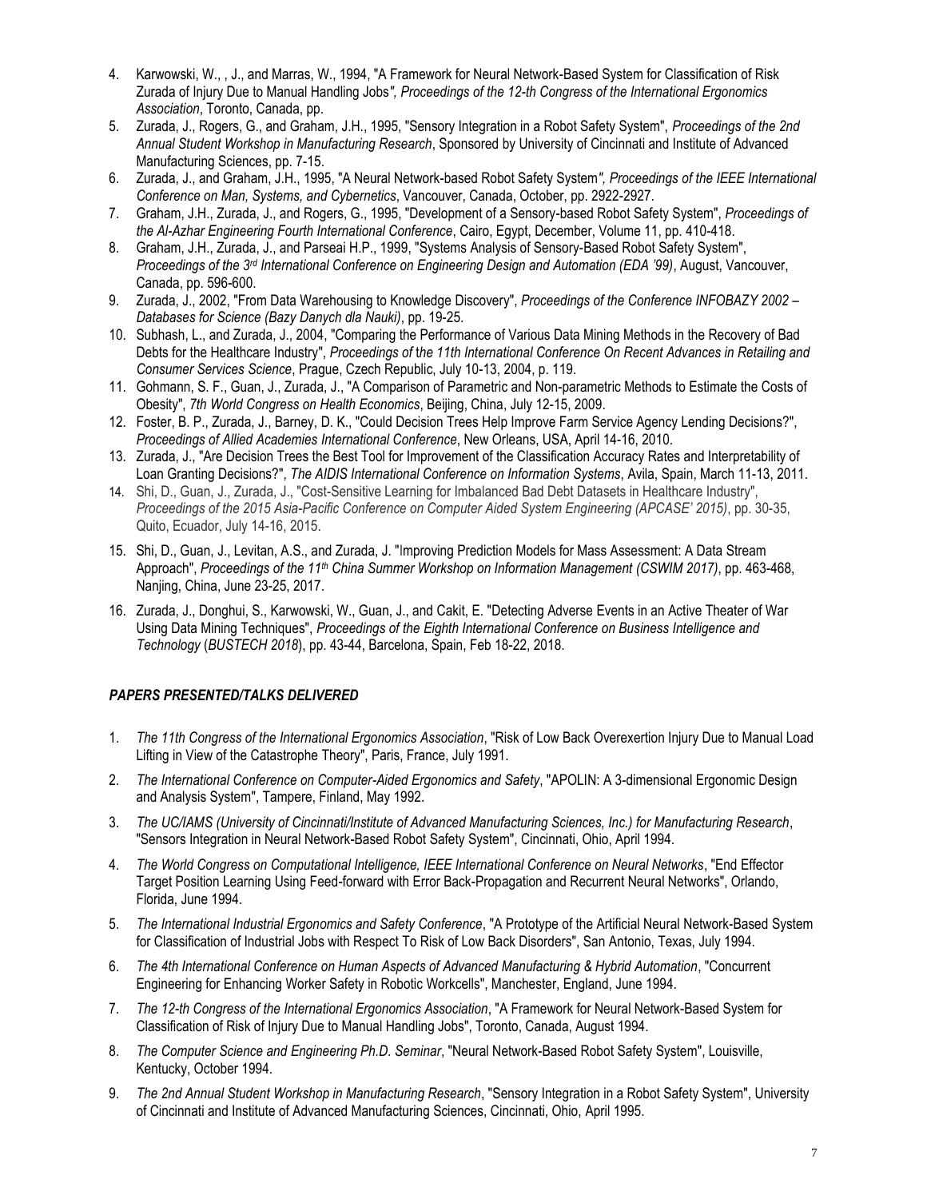4. Karwowski, W., , J., and Marras, W., 1994, "A Framework for Neural Network-Based System for Classification of Risk Zurada of Injury Due to Manual Handling Jobs*", Proceedings of the 12-th Congress of the International Ergonomics Association*, Toronto, Canada, pp.
5. Zurada, J., Rogers, G., and Graham, J.H., 1995, "Sensory Integration in a Robot Safety System", *Proceedings of the 2nd Annual Student Workshop in Manufacturing Research*, Sponsored by University of Cincinnati and Institute of Advanced Manufacturing Sciences, pp. 7-15.
6. Zurada, J., and Graham, J.H., 1995, "A Neural Network-based Robot Safety System*", Proceedings of the IEEE International Conference on Man, Systems, and Cybernetics*, Vancouver, Canada, October, pp. 2922-2927.
7. Graham, J.H., Zurada, J., and Rogers, G., 1995, "Development of a Sensory-based Robot Safety System", *Proceedings of the Al-Azhar Engineering Fourth International Conference*, Cairo, Egypt, December, Volume 11, pp. 410-418.
8. Graham, J.H., Zurada, J., and Parseai H.P., 1999, "Systems Analysis of Sensory-Based Robot Safety System", *Proceedings of the 3rd International Conference on Engineering Design and Automation (EDA '99)*, August, Vancouver, Canada, pp. 596-600.
9. Zurada, J., 2002, "From Data Warehousing to Knowledge Discovery", *Proceedings of the Conference INFOBAZY 2002 – Databases for Science (Bazy Danych dla Nauki)*, pp. 19-25.
10. Subhash, L., and Zurada, J., 2004, "Comparing the Performance of Various Data Mining Methods in the Recovery of Bad Debts for the Healthcare Industry", *Proceedings of the 11th International Conference On Recent Advances in Retailing and Consumer Services Science*, Prague, Czech Republic, July 10-13, 2004, p. 119.
11. Gohmann, S. F., Guan, J., Zurada, J., "A Comparison of Parametric and Non-parametric Methods to Estimate the Costs of Obesity", *7th World Congress on Health Economics*, Beijing, China, July 12-15, 2009.
12. Foster, B. P., Zurada, J., Barney, D. K., "Could Decision Trees Help Improve Farm Service Agency Lending Decisions?", *Proceedings of Allied Academies International Conference*, New Orleans, USA, April 14-16, 2010.
13. Zurada, J., "Are Decision Trees the Best Tool for Improvement of the Classification Accuracy Rates and Interpretability of Loan Granting Decisions?", *The AIDIS International Conference on Information Systems*, Avila, Spain, March 11-13, 2011.
14. Shi, D., Guan, J., Zurada, J., "Cost-Sensitive Learning for Imbalanced Bad Debt Datasets in Healthcare Industry", *Proceedings of the 2015 Asia-Pacific Conference on Computer Aided System Engineering (APCASE' 2015)*, pp. 30-35, Quito, Ecuador, July 14-16, 2015.
15. Shi, D., Guan, J., Levitan, A.S., and Zurada, J. "Improving Prediction Models for Mass Assessment: A Data Stream Approach", *Proceedings of the 11th China Summer Workshop on Information Management (CSWIM 2017)*, pp. 463-468, Nanjing, China, June 23-25, 2017.
16. Zurada, J., Donghui, S., Karwowski, W., Guan, J., and Cakit, E. "Detecting Adverse Events in an Active Theater of War Using Data Mining Techniques", *Proceedings of the Eighth International Conference on Business Intelligence and Technology* (*BUSTECH 2018*), pp. 43-44, Barcelona, Spain, Feb 18-22, 2018.

### *PAPERS PRESENTED/TALKS DELIVERED*

1. *The 11th Congress of the International Ergonomics Association*, "Risk of Low Back Overexertion Injury Due to Manual Load Lifting in View of the Catastrophe Theory", Paris, France, July 1991.
2. *The International Conference on Computer-Aided Ergonomics and Safety*, "APOLIN: A 3-dimensional Ergonomic Design and Analysis System", Tampere, Finland, May 1992.
3. *The UC/IAMS (University of Cincinnati/Institute of Advanced Manufacturing Sciences, Inc.) for Manufacturing Research*, "Sensors Integration in Neural Network-Based Robot Safety System", Cincinnati, Ohio, April 1994.
4. *The World Congress on Computational Intelligence, IEEE International Conference on Neural Networks*, "End Effector Target Position Learning Using Feed-forward with Error Back-Propagation and Recurrent Neural Networks", Orlando, Florida, June 1994.
5. *The International Industrial Ergonomics and Safety Conference*, "A Prototype of the Artificial Neural Network-Based System for Classification of Industrial Jobs with Respect To Risk of Low Back Disorders", San Antonio, Texas, July 1994.
6. *The 4th International Conference on Human Aspects of Advanced Manufacturing & Hybrid Automation*, "Concurrent Engineering for Enhancing Worker Safety in Robotic Workcells", Manchester, England, June 1994.
7. *The 12-th Congress of the International Ergonomics Association*, "A Framework for Neural Network-Based System for Classification of Risk of Injury Due to Manual Handling Jobs", Toronto, Canada, August 1994.
8. *The Computer Science and Engineering Ph.D. Seminar*, "Neural Network-Based Robot Safety System", Louisville, Kentucky, October 1994.
9. *The 2nd Annual Student Workshop in Manufacturing Research*, "Sensory Integration in a Robot Safety System", University of Cincinnati and Institute of Advanced Manufacturing Sciences, Cincinnati, Ohio, April 1995.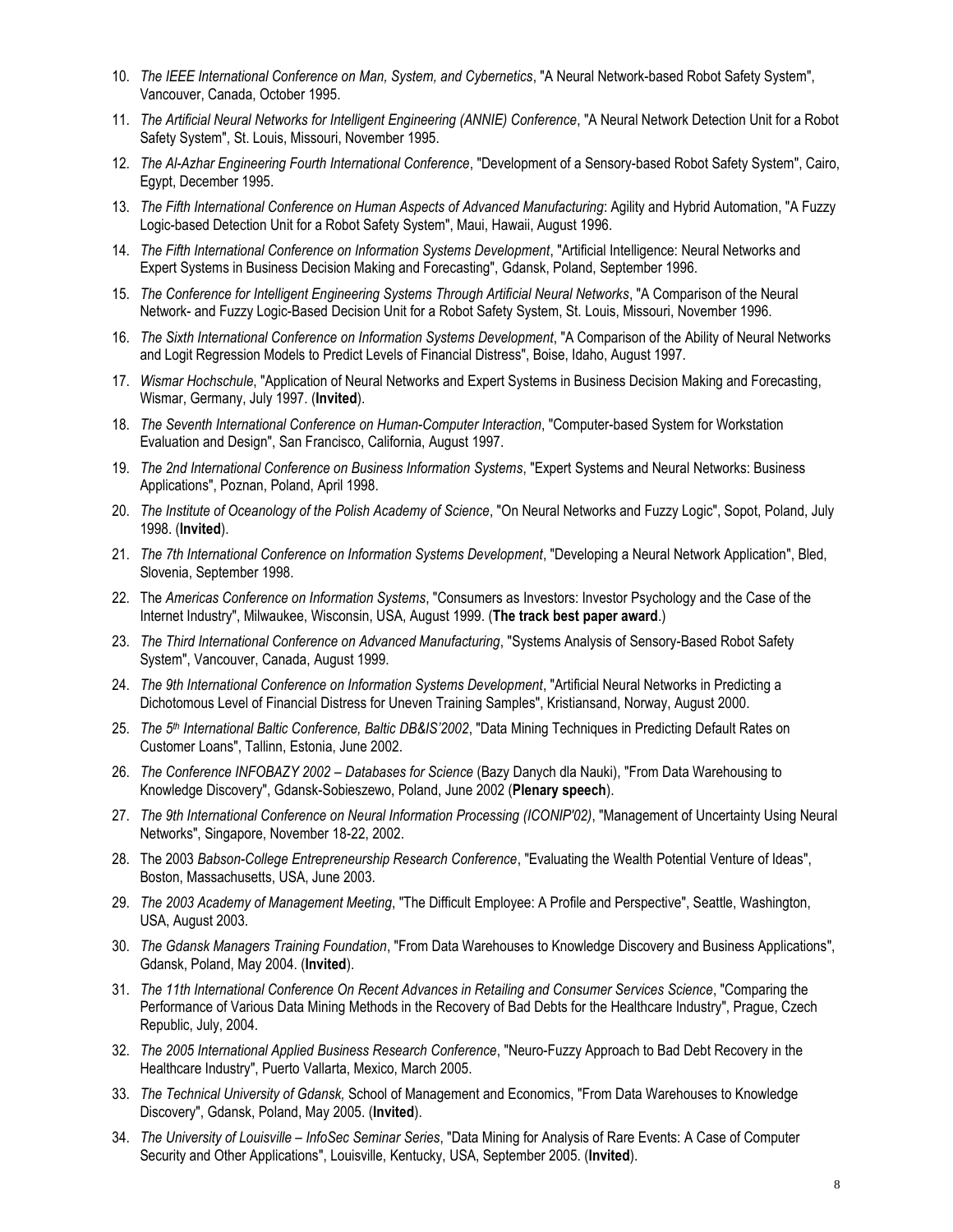10. *The IEEE International Conference on Man, System, and Cybernetics*, "A Neural Network-based Robot Safety System", Vancouver, Canada, October 1995.
11. *The Artificial Neural Networks for Intelligent Engineering (ANNIE) Conference*, "A Neural Network Detection Unit for a Robot Safety System", St. Louis, Missouri, November 1995.
12. *The Al-Azhar Engineering Fourth International Conference*, "Development of a Sensory-based Robot Safety System", Cairo, Egypt, December 1995.
13. *The Fifth International Conference on Human Aspects of Advanced Manufacturing*: Agility and Hybrid Automation, "A Fuzzy Logic-based Detection Unit for a Robot Safety System", Maui, Hawaii, August 1996.
14. *The Fifth International Conference on Information Systems Development*, "Artificial Intelligence: Neural Networks and Expert Systems in Business Decision Making and Forecasting", Gdansk, Poland, September 1996.
15. *The Conference for Intelligent Engineering Systems Through Artificial Neural Networks*, "A Comparison of the Neural Network- and Fuzzy Logic-Based Decision Unit for a Robot Safety System, St. Louis, Missouri, November 1996.
16. *The Sixth International Conference on Information Systems Development*, "A Comparison of the Ability of Neural Networks and Logit Regression Models to Predict Levels of Financial Distress", Boise, Idaho, August 1997.
17. *Wismar Hochschule*, "Application of Neural Networks and Expert Systems in Business Decision Making and Forecasting, Wismar, Germany, July 1997. (**Invited**).
18. *The Seventh International Conference on Human-Computer Interaction*, "Computer-based System for Workstation Evaluation and Design", San Francisco, California, August 1997.
19. *The 2nd International Conference on Business Information Systems*, "Expert Systems and Neural Networks: Business Applications", Poznan, Poland, April 1998.
20. *The Institute of Oceanology of the Polish Academy of Science*, "On Neural Networks and Fuzzy Logic", Sopot, Poland, July 1998. (**Invited**).
21. *The 7th International Conference on Information Systems Development*, "Developing a Neural Network Application", Bled, Slovenia, September 1998.
22. The *Americas Conference on Information Systems*, "Consumers as Investors: Investor Psychology and the Case of the Internet Industry", Milwaukee, Wisconsin, USA, August 1999. (**The track best paper award**.)
23. *The Third International Conference on Advanced Manufacturing*, "Systems Analysis of Sensory-Based Robot Safety System", Vancouver, Canada, August 1999.
24. *The 9th International Conference on Information Systems Development*, "Artificial Neural Networks in Predicting a Dichotomous Level of Financial Distress for Uneven Training Samples", Kristiansand, Norway, August 2000.
25. *The 5th International Baltic Conference, Baltic DB&IS'2002*, "Data Mining Techniques in Predicting Default Rates on Customer Loans", Tallinn, Estonia, June 2002.
26. *The Conference INFOBAZY 2002 – Databases for Science* (Bazy Danych dla Nauki), "From Data Warehousing to Knowledge Discovery", Gdansk-Sobieszewo, Poland, June 2002 (**Plenary speech**).
27. *The 9th International Conference on Neural Information Processing (ICONIP'02)*, "Management of Uncertainty Using Neural Networks", Singapore, November 18-22, 2002.
28. The 2003 *Babson-College Entrepreneurship Research Conference*, "Evaluating the Wealth Potential Venture of Ideas", Boston, Massachusetts, USA, June 2003.
29. *The 2003 Academy of Management Meeting*, "The Difficult Employee: A Profile and Perspective", Seattle, Washington, USA, August 2003.
30. *The Gdansk Managers Training Foundation*, "From Data Warehouses to Knowledge Discovery and Business Applications", Gdansk, Poland, May 2004. (**Invited**).
31. *The 11th International Conference On Recent Advances in Retailing and Consumer Services Science*, "Comparing the Performance of Various Data Mining Methods in the Recovery of Bad Debts for the Healthcare Industry", Prague, Czech Republic, July, 2004.
32. *The 2005 International Applied Business Research Conference*, "Neuro-Fuzzy Approach to Bad Debt Recovery in the Healthcare Industry", Puerto Vallarta, Mexico, March 2005.
33. *The Technical University of Gdansk,* School of Management and Economics, "From Data Warehouses to Knowledge Discovery", Gdansk, Poland, May 2005. (**Invited**).
34. *The University of Louisville – InfoSec Seminar Series*, "Data Mining for Analysis of Rare Events: A Case of Computer Security and Other Applications", Louisville, Kentucky, USA, September 2005. (**Invited**).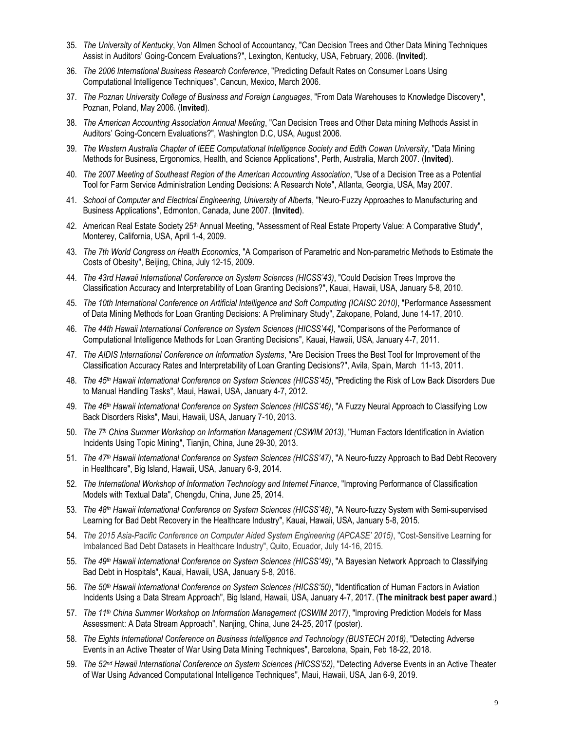35. *The University of Kentucky*, Von Allmen School of Accountancy, "Can Decision Trees and Other Data Mining Techniques Assist in Auditors' Going-Concern Evaluations?", Lexington, Kentucky, USA, February, 2006. (**Invited**).
36. *The 2006 International Business Research Conference*, "Predicting Default Rates on Consumer Loans Using Computational Intelligence Techniques", Cancun, Mexico, March 2006.
37. *The Poznan University College of Business and Foreign Languages*, "From Data Warehouses to Knowledge Discovery", Poznan, Poland, May 2006. (**Invited**).
38. *The American Accounting Association Annual Meeting*, "Can Decision Trees and Other Data mining Methods Assist in Auditors' Going-Concern Evaluations?", Washington D.C, USA, August 2006.
39. *The Western Australia Chapter of IEEE Computational Intelligence Society and Edith Cowan University*, "Data Mining Methods for Business, Ergonomics, Health, and Science Applications", Perth, Australia, March 2007. (**Invited**).
40. *The 2007 Meeting of Southeast Region of the American Accounting Association*, "Use of a Decision Tree as a Potential Tool for Farm Service Administration Lending Decisions: A Research Note", Atlanta, Georgia, USA, May 2007.
41. *School of Computer and Electrical Engineering, University of Alberta*, "Neuro-Fuzzy Approaches to Manufacturing and Business Applications", Edmonton, Canada, June 2007. (**Invited**).
42. American Real Estate Society 25th Annual Meeting, "Assessment of Real Estate Property Value: A Comparative Study", Monterey, California, USA, April 1-4, 2009.
43. *The 7th World Congress on Health Economics*, "A Comparison of Parametric and Non-parametric Methods to Estimate the Costs of Obesity", Beijing, China, July 12-15, 2009.
44. *The 43rd Hawaii International Conference on System Sciences (HICSS'43)*, "Could Decision Trees Improve the Classification Accuracy and Interpretability of Loan Granting Decisions?", Kauai, Hawaii, USA, January 5-8, 2010.
45. *The 10th International Conference on Artificial Intelligence and Soft Computing (ICAISC 2010)*, "Performance Assessment of Data Mining Methods for Loan Granting Decisions: A Preliminary Study", Zakopane, Poland, June 14-17, 2010.
46. *The 44th Hawaii International Conference on System Sciences (HICSS'44)*, "Comparisons of the Performance of Computational Intelligence Methods for Loan Granting Decisions", Kauai, Hawaii, USA, January 4-7, 2011.
47. *The AIDIS International Conference on Information Systems*, "Are Decision Trees the Best Tool for Improvement of the Classification Accuracy Rates and Interpretability of Loan Granting Decisions?", Avila, Spain, March 11-13, 2011.
48. *The 45th Hawaii International Conference on System Sciences (HICSS'45)*, "Predicting the Risk of Low Back Disorders Due to Manual Handling Tasks", Maui, Hawaii, USA, January 4-7, 2012.
49. *The 46th Hawaii International Conference on System Sciences (HICSS'46)*, "A Fuzzy Neural Approach to Classifying Low Back Disorders Risks", Maui, Hawaii, USA, January 7-10, 2013.
50. *The 7th China Summer Workshop on Information Management (CSWIM 2013)*, "Human Factors Identification in Aviation Incidents Using Topic Mining", Tianjin, China, June 29-30, 2013.
51. *The 47th Hawaii International Conference on System Sciences (HICSS'47)*, "A Neuro-fuzzy Approach to Bad Debt Recovery in Healthcare", Big Island, Hawaii, USA, January 6-9, 2014.
52. *The International Workshop of Information Technology and Internet Finance*, "Improving Performance of Classification Models with Textual Data", Chengdu, China, June 25, 2014.
53. *The 48th Hawaii International Conference on System Sciences (HICSS'48)*, "A Neuro-fuzzy System with Semi-supervised Learning for Bad Debt Recovery in the Healthcare Industry", Kauai, Hawaii, USA, January 5-8, 2015.
54. *The 2015 Asia-Pacific Conference on Computer Aided System Engineering (APCASE' 2015)*, "Cost-Sensitive Learning for Imbalanced Bad Debt Datasets in Healthcare Industry", Quito, Ecuador, July 14-16, 2015.
55. *The 49th Hawaii International Conference on System Sciences (HICSS'49)*, "A Bayesian Network Approach to Classifying Bad Debt in Hospitals", Kauai, Hawaii, USA, January 5-8, 2016.
56. *The 50th Hawaii International Conference on System Sciences (HICSS'50)*, "Identification of Human Factors in Aviation Incidents Using a Data Stream Approach", Big Island, Hawaii, USA, January 4-7, 2017. (**The minitrack best paper award**.)
57. *The 11th China Summer Workshop on Information Management (CSWIM 2017)*, "Improving Prediction Models for Mass Assessment: A Data Stream Approach", Nanjing, China, June 24-25, 2017 (poster).
58. *The Eights International Conference on Business Intelligence and Technology (BUSTECH 2018)*, "Detecting Adverse Events in an Active Theater of War Using Data Mining Techniques", Barcelona, Spain, Feb 18-22, 2018.
59. *The 52nd Hawaii International Conference on System Sciences (HICSS'52)*, "Detecting Adverse Events in an Active Theater of War Using Advanced Computational Intelligence Techniques", Maui, Hawaii, USA, Jan 6-9, 2019.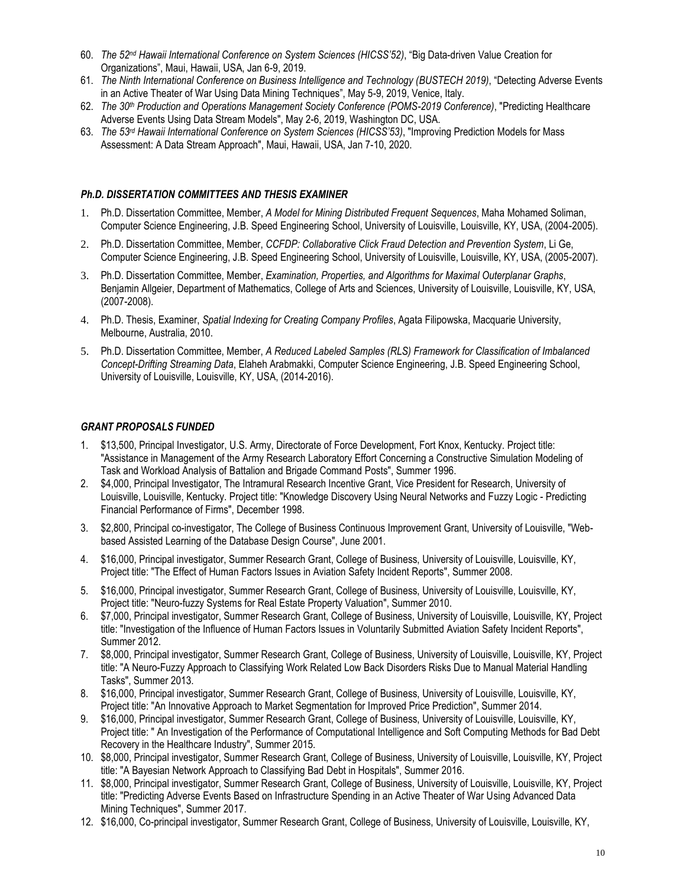60. *The 52nd Hawaii International Conference on System Sciences (HICSS'52)*, "Big Data-driven Value Creation for Organizations", Maui, Hawaii, USA, Jan 6-9, 2019.
61. *The Ninth International Conference on Business Intelligence and Technology (BUSTECH 2019)*, "Detecting Adverse Events in an Active Theater of War Using Data Mining Techniques", May 5-9, 2019, Venice, Italy.
62. *The 30th Production and Operations Management Society Conference (POMS-2019 Conference)*, "Predicting Healthcare Adverse Events Using Data Stream Models", May 2-6, 2019, Washington DC, USA.
63. *The 53rd Hawaii International Conference on System Sciences (HICSS'53)*, "Improving Prediction Models for Mass Assessment: A Data Stream Approach", Maui, Hawaii, USA, Jan 7-10, 2020.

### *PH.D. DISSERTATION COMMITTEES AND THESIS EXAMINER*

1. Ph.D. Dissertation Committee, Member, *A Model for Mining Distributed Frequent Sequences*, Maha Mohamed Soliman, Computer Science Engineering, J.B. Speed Engineering School, University of Louisville, Louisville, KY, USA, (2004-2005).
2. Ph.D. Dissertation Committee, Member, *CCFDP: Collaborative Click Fraud Detection and Prevention System*, Li Ge, Computer Science Engineering, J.B. Speed Engineering School, University of Louisville, Louisville, KY, USA, (2005-2007).
3. Ph.D. Dissertation Committee, Member, *Examination, Properties, and Algorithms for Maximal Outerplanar Graphs*, Benjamin Allgeier, Department of Mathematics, College of Arts and Sciences, University of Louisville, Louisville, KY, USA, (2007-2008).
4. Ph.D. Thesis, Examiner, *Spatial Indexing for Creating Company Profiles*, Agata Filipowska, Macquarie University, Melbourne, Australia, 2010.
5. Ph.D. Dissertation Committee, Member, *A Reduced Labeled Samples (RLS) Framework for Classification of Imbalanced Concept-Drifting Streaming Data*, Elaheh Arabmakki, Computer Science Engineering, J.B. Speed Engineering School, University of Louisville, Louisville, KY, USA, (2014-2016).

### *GRANT PROPOSALS FUNDED*

1. $13,500, Principal Investigator, U.S. Army, Directorate of Force Development, Fort Knox, Kentucky. Project title: "Assistance in Management of the Army Research Laboratory Effort Concerning a Constructive Simulation Modeling of Task and Workload Analysis of Battalion and Brigade Command Posts", Summer 1996.
2. $4,000, Principal Investigator, The Intramural Research Incentive Grant, Vice President for Research, University of Louisville, Louisville, Kentucky. Project title: "Knowledge Discovery Using Neural Networks and Fuzzy Logic - Predicting Financial Performance of Firms", December 1998.
3. $2,800, Principal co-investigator, The College of Business Continuous Improvement Grant, University of Louisville, "Web-based Assisted Learning of the Database Design Course", June 2001.
4. $16,000, Principal investigator, Summer Research Grant, College of Business, University of Louisville, Louisville, KY, Project title: "The Effect of Human Factors Issues in Aviation Safety Incident Reports", Summer 2008.
5. $16,000, Principal investigator, Summer Research Grant, College of Business, University of Louisville, Louisville, KY, Project title: "Neuro-fuzzy Systems for Real Estate Property Valuation", Summer 2010.
6. $7,000, Principal investigator, Summer Research Grant, College of Business, University of Louisville, Louisville, KY, Project title: "Investigation of the Influence of Human Factors Issues in Voluntarily Submitted Aviation Safety Incident Reports", Summer 2012.
7. $8,000, Principal investigator, Summer Research Grant, College of Business, University of Louisville, Louisville, KY, Project title: "A Neuro-Fuzzy Approach to Classifying Work Related Low Back Disorders Risks Due to Manual Material Handling Tasks", Summer 2013.
8. $16,000, Principal investigator, Summer Research Grant, College of Business, University of Louisville, Louisville, KY, Project title: "An Innovative Approach to Market Segmentation for Improved Price Prediction", Summer 2014.
9. $16,000, Principal investigator, Summer Research Grant, College of Business, University of Louisville, Louisville, KY, Project title: " An Investigation of the Performance of Computational Intelligence and Soft Computing Methods for Bad Debt Recovery in the Healthcare Industry", Summer 2015.
10. $8,000, Principal investigator, Summer Research Grant, College of Business, University of Louisville, Louisville, KY, Project title: "A Bayesian Network Approach to Classifying Bad Debt in Hospitals", Summer 2016.
11. $8,000, Principal investigator, Summer Research Grant, College of Business, University of Louisville, Louisville, KY, Project title: "Predicting Adverse Events Based on Infrastructure Spending in an Active Theater of War Using Advanced Data Mining Techniques", Summer 2017.
12. $16,000, Co-principal investigator, Summer Research Grant, College of Business, University of Louisville, Louisville, KY,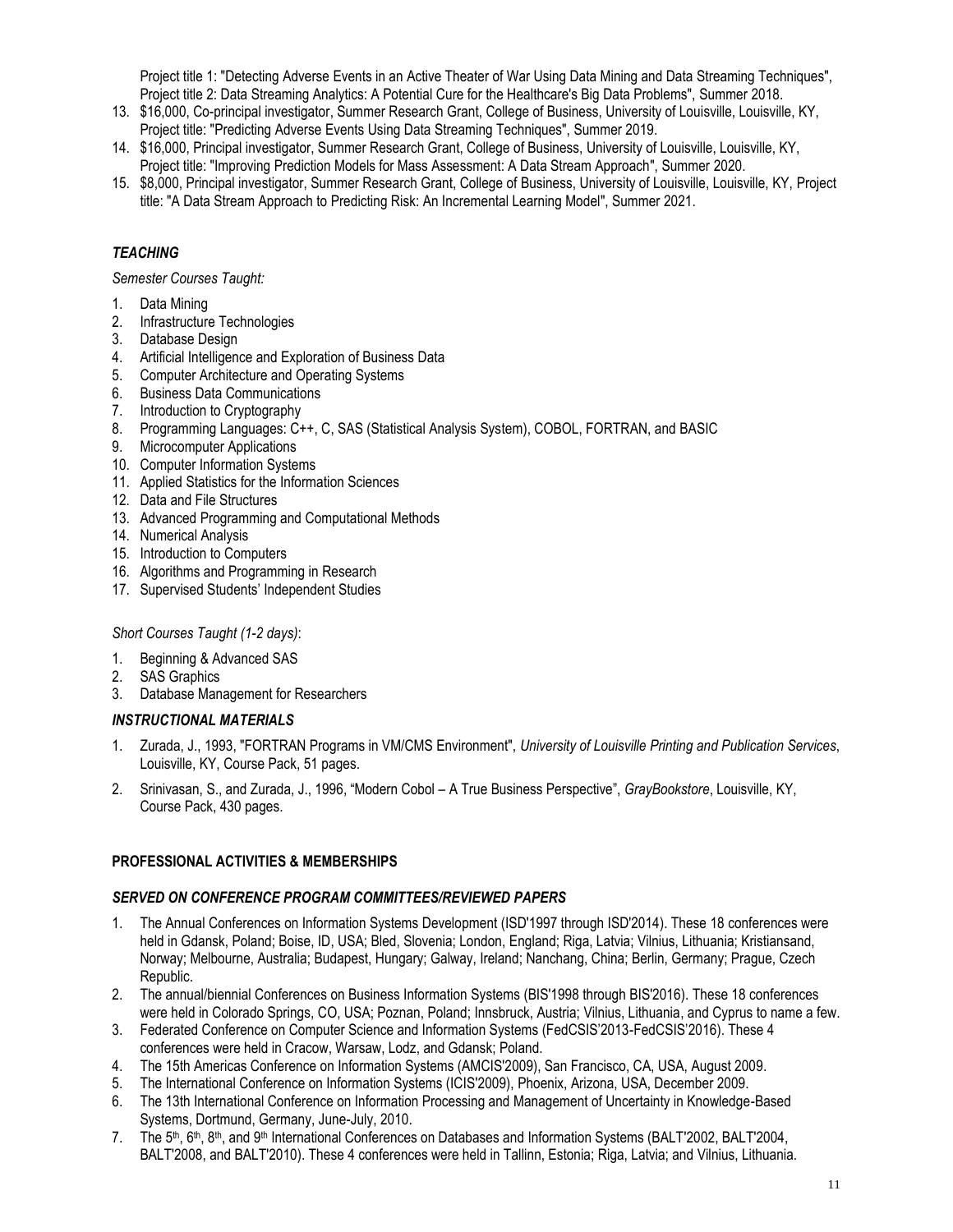Project title 1: "Detecting Adverse Events in an Active Theater of War Using Data Mining and Data Streaming Techniques", Project title 2: Data Streaming Analytics: A Potential Cure for the Healthcare's Big Data Problems", Summer 2018.

13. $16,000, Co-principal investigator, Summer Research Grant, College of Business, University of Louisville, Louisville, KY, Project title: "Predicting Adverse Events Using Data Streaming Techniques", Summer 2019.
14. $16,000, Principal investigator, Summer Research Grant, College of Business, University of Louisville, Louisville, KY, Project title: "Improving Prediction Models for Mass Assessment: A Data Stream Approach", Summer 2020.
15. $8,000, Principal investigator, Summer Research Grant, College of Business, University of Louisville, Louisville, KY, Project title: "A Data Stream Approach to Predicting Risk: An Incremental Learning Model", Summer 2021.

### *TEACHING*

*Semester Courses Taught:*

1. Data Mining
2. Infrastructure Technologies
3. Database Design
4. Artificial Intelligence and Exploration of Business Data
5. Computer Architecture and Operating Systems
6. Business Data Communications
7. Introduction to Cryptography
8. Programming Languages: C++, C, SAS (Statistical Analysis System), COBOL, FORTRAN, and BASIC
9. Microcomputer Applications
10. Computer Information Systems
11. Applied Statistics for the Information Sciences
12. Data and File Structures
13. Advanced Programming and Computational Methods
14. Numerical Analysis
15. Introduction to Computers
16. Algorithms and Programming in Research
17. Supervised Students' Independent Studies

*Short Courses Taught (1-2 days)*:

1. Beginning & Advanced SAS
2. SAS Graphics
3. Database Management for Researchers

### *INSTRUCTIONAL MATERIALS*

1. Zurada, J., 1993, "FORTRAN Programs in VM/CMS Environment", *University of Louisville Printing and Publication Services*, Louisville, KY, Course Pack, 51 pages.
2. Srinivasan, S., and Zurada, J., 1996, "Modern Cobol – A True Business Perspective", *GrayBookstore*, Louisville, KY, Course Pack, 430 pages.

## PROFESSIONAL ACTIVITIES & MEMBERSHIPS

### *SERVED ON CONFERENCE PROGRAM COMMITTEES/REVIEWED PAPERS*

1. The Annual Conferences on Information Systems Development (ISD'1997 through ISD'2014). These 18 conferences were held in Gdansk, Poland; Boise, ID, USA; Bled, Slovenia; London, England; Riga, Latvia; Vilnius, Lithuania; Kristiansand, Norway; Melbourne, Australia; Budapest, Hungary; Galway, Ireland; Nanchang, China; Berlin, Germany; Prague, Czech Republic.
2. The annual/biennial Conferences on Business Information Systems (BIS'1998 through BIS'2016). These 18 conferences were held in Colorado Springs, CO, USA; Poznan, Poland; Innsbruck, Austria; Vilnius, Lithuania, and Cyprus to name a few.
3. Federated Conference on Computer Science and Information Systems (FedCSIS'2013-FedCSIS'2016). These 4 conferences were held in Cracow, Warsaw, Lodz, and Gdansk; Poland.
4. The 15th Americas Conference on Information Systems (AMCIS'2009), San Francisco, CA, USA, August 2009.
5. The International Conference on Information Systems (ICIS'2009), Phoenix, Arizona, USA, December 2009.
6. The 13th International Conference on Information Processing and Management of Uncertainty in Knowledge-Based Systems, Dortmund, Germany, June-July, 2010.
7. The 5th, 6th, 8th, and 9th International Conferences on Databases and Information Systems (BALT'2002, BALT'2004, BALT'2008, and BALT'2010). These 4 conferences were held in Tallinn, Estonia; Riga, Latvia; and Vilnius, Lithuania.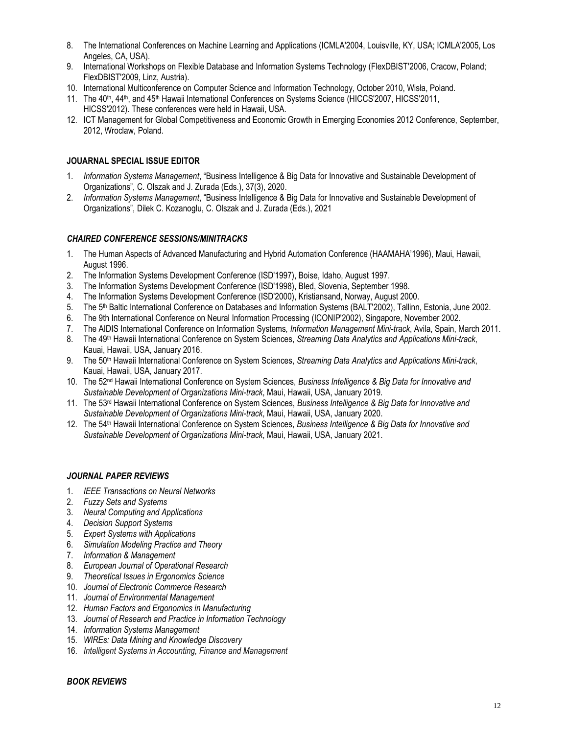8. The International Conferences on Machine Learning and Applications (ICMLA'2004, Louisville, KY, USA; ICMLA'2005, Los Angeles, CA, USA).
9. International Workshops on Flexible Database and Information Systems Technology (FlexDBIST'2006, Cracow, Poland; FlexDBIST'2009, Linz, Austria).
10. International Multiconference on Computer Science and Information Technology, October 2010, Wisła, Poland.
11. The 40th, 44th, and 45th Hawaii International Conferences on Systems Science (HICCS'2007, HICSS'2011, HICSS'2012). These conferences were held in Hawaii, USA.
12. ICT Management for Global Competitiveness and Economic Growth in Emerging Economies 2012 Conference, September, 2012, Wroclaw, Poland.

**JOUARNAL SPECIAL ISSUE EDITOR**

1. *Information Systems Management*, "Business Intelligence & Big Data for Innovative and Sustainable Development of Organizations", C. Olszak and J. Zurada (Eds.), 37(3), 2020.
2. *Information Systems Management*, "Business Intelligence & Big Data for Innovative and Sustainable Development of Organizations", Dilek C. Kozanoglu, C. Olszak and J. Zurada (Eds.), 2021

***CHAIRED CONFERENCE SESSIONS/MINITRACKS***

1. The Human Aspects of Advanced Manufacturing and Hybrid Automation Conference (HAAMAHA'1996), Maui, Hawaii, August 1996.
2. The Information Systems Development Conference (ISD'1997), Boise, Idaho, August 1997.
3. The Information Systems Development Conference (ISD'1998), Bled, Slovenia, September 1998.
4. The Information Systems Development Conference (ISD'2000), Kristiansand, Norway, August 2000.
5. The 5th Baltic International Conference on Databases and Information Systems (BALT'2002), Tallinn, Estonia, June 2002.
6. The 9th International Conference on Neural Information Processing (ICONIP'2002), Singapore, November 2002.
7. The AIDIS International Conference on Information Systems*, Information Management Mini-track*, Avila, Spain, March 2011.
8. The 49th Hawaii International Conference on System Sciences, *Streaming Data Analytics and Applications Mini-track*, Kauai, Hawaii, USA, January 2016.
9. The 50th Hawaii International Conference on System Sciences, *Streaming Data Analytics and Applications Mini-track*, Kauai, Hawaii, USA, January 2017.
10. The 52nd Hawaii International Conference on System Sciences, *Business Intelligence & Big Data for Innovative and Sustainable Development of Organizations Mini-track*, Maui, Hawaii, USA, January 2019.
11. The 53rd Hawaii International Conference on System Sciences, *Business Intelligence & Big Data for Innovative and Sustainable Development of Organizations Mini-track*, Maui, Hawaii, USA, January 2020.
12. The 54th Hawaii International Conference on System Sciences, *Business Intelligence & Big Data for Innovative and Sustainable Development of Organizations Mini-track*, Maui, Hawaii, USA, January 2021.

***JOURNAL PAPER REVIEWS***

1. *IEEE Transactions on Neural Networks*
2. *Fuzzy Sets and Systems*
3. *Neural Computing and Applications*
4. *Decision Support Systems*
5. *Expert Systems with Applications*
6. *Simulation Modeling Practice and Theory*
7. *Information & Management*
8. *European Journal of Operational Research*
9. *Theoretical Issues in Ergonomics Science*
10. *Journal of Electronic Commerce Research*
11. *Journal of Environmental Management*
12. *Human Factors and Ergonomics in Manufacturing*
13. *Journal of Research and Practice in Information Technology*
14. *Information Systems Management*
15. *WIREs: Data Mining and Knowledge Discovery*
16. *Intelligent Systems in Accounting, Finance and Management*

***BOOK REVIEWS***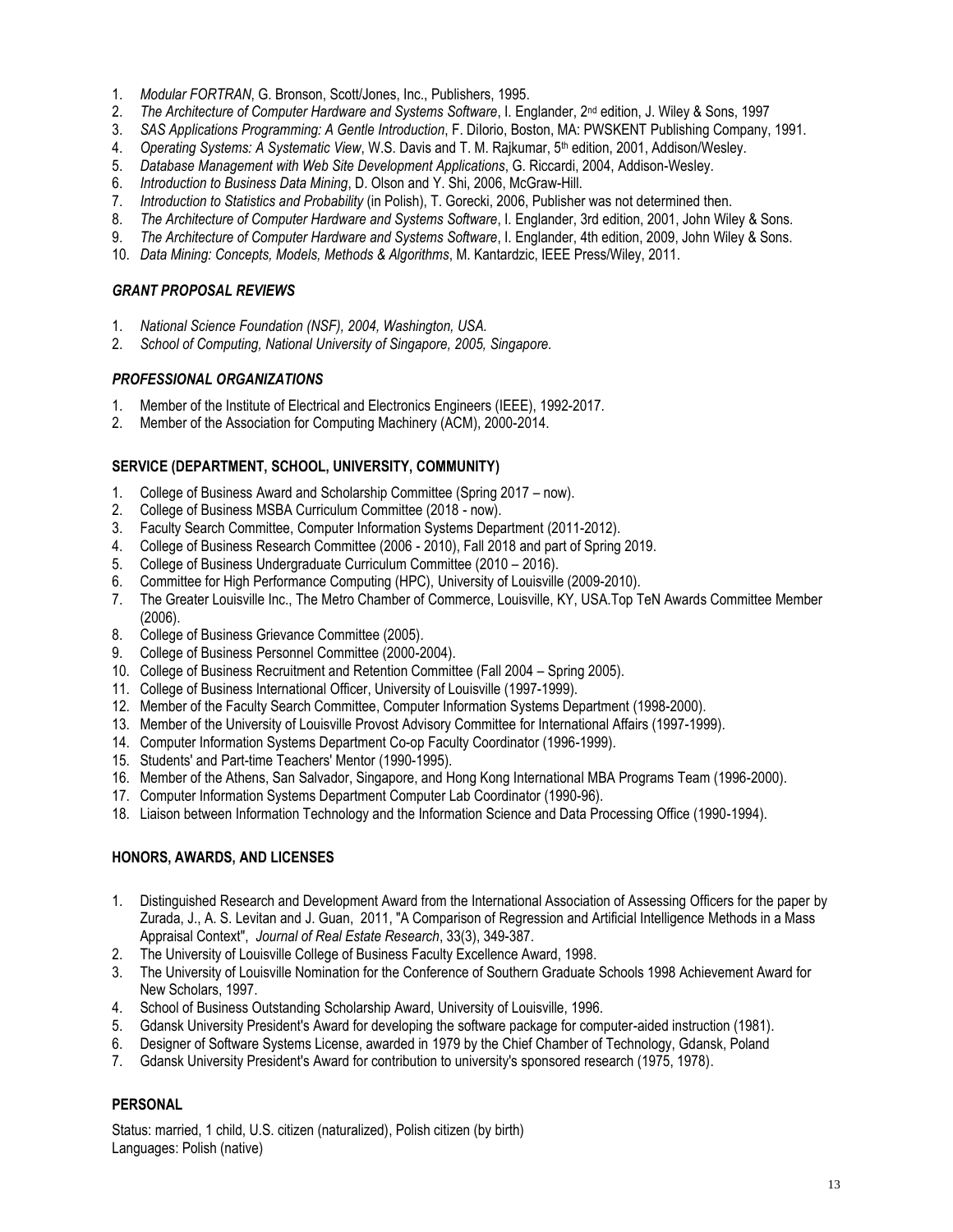1. *Modular FORTRAN*, G. Bronson, Scott/Jones, Inc., Publishers, 1995.
2. *The Architecture of Computer Hardware and Systems Software*, I. Englander, 2nd edition, J. Wiley & Sons, 1997
3. *SAS Applications Programming: A Gentle Introduction*, F. DiIorio, Boston, MA: PWSKENT Publishing Company, 1991.
4. *Operating Systems: A Systematic View*, W.S. Davis and T. M. Rajkumar, 5th edition, 2001, Addison/Wesley.
5. *Database Management with Web Site Development Applications*, G. Riccardi, 2004, Addison-Wesley.
6. *Introduction to Business Data Mining*, D. Olson and Y. Shi, 2006, McGraw-Hill.
7. *Introduction to Statistics and Probability* (in Polish), T. Gorecki, 2006, Publisher was not determined then.
8. *The Architecture of Computer Hardware and Systems Software*, I. Englander, 3rd edition, 2001, John Wiley & Sons.
9. *The Architecture of Computer Hardware and Systems Software*, I. Englander, 4th edition, 2009, John Wiley & Sons.
10. *Data Mining: Concepts, Models, Methods & Algorithms*, M. Kantardzic, IEEE Press/Wiley, 2011.

### *GRANT PROPOSAL REVIEWS*

1. *National Science Foundation (NSF), 2004, Washington, USA.*
2. *School of Computing, National University of Singapore, 2005, Singapore.*

### *PROFESSIONAL ORGANIZATIONS*

1. Member of the Institute of Electrical and Electronics Engineers (IEEE), 1992-2017.
2. Member of the Association for Computing Machinery (ACM), 2000-2014.

### SERVICE (DEPARTMENT, SCHOOL, UNIVERSITY, COMMUNITY)

1. College of Business Award and Scholarship Committee (Spring 2017 – now).
2. College of Business MSBA Curriculum Committee (2018 - now).
3. Faculty Search Committee, Computer Information Systems Department (2011-2012).
4. College of Business Research Committee (2006 - 2010), Fall 2018 and part of Spring 2019.
5. College of Business Undergraduate Curriculum Committee (2010 – 2016).
6. Committee for High Performance Computing (HPC), University of Louisville (2009-2010).
7. The Greater Louisville Inc., The Metro Chamber of Commerce, Louisville, KY, USA.Top TeN Awards Committee Member (2006).
8. College of Business Grievance Committee (2005).
9. College of Business Personnel Committee (2000-2004).
10. College of Business Recruitment and Retention Committee (Fall 2004 – Spring 2005).
11. College of Business International Officer, University of Louisville (1997-1999).
12. Member of the Faculty Search Committee, Computer Information Systems Department (1998-2000).
13. Member of the University of Louisville Provost Advisory Committee for International Affairs (1997-1999).
14. Computer Information Systems Department Co-op Faculty Coordinator (1996-1999).
15. Students' and Part-time Teachers' Mentor (1990-1995).
16. Member of the Athens, San Salvador, Singapore, and Hong Kong International MBA Programs Team (1996-2000).
17. Computer Information Systems Department Computer Lab Coordinator (1990-96).
18. Liaison between Information Technology and the Information Science and Data Processing Office (1990-1994).

### HONORS, AWARDS, AND LICENSES

1. Distinguished Research and Development Award from the International Association of Assessing Officers for the paper by Zurada, J., A. S. Levitan and J. Guan, 2011, "A Comparison of Regression and Artificial Intelligence Methods in a Mass Appraisal Context", *Journal of Real Estate Research*, 33(3), 349-387.
2. The University of Louisville College of Business Faculty Excellence Award, 1998.
3. The University of Louisville Nomination for the Conference of Southern Graduate Schools 1998 Achievement Award for New Scholars, 1997.
4. School of Business Outstanding Scholarship Award, University of Louisville, 1996.
5. Gdansk University President's Award for developing the software package for computer-aided instruction (1981).
6. Designer of Software Systems License, awarded in 1979 by the Chief Chamber of Technology, Gdansk, Poland
7. Gdansk University President's Award for contribution to university's sponsored research (1975, 1978).

### PERSONAL

Status: married, 1 child, U.S. citizen (naturalized), Polish citizen (by birth)
Languages: Polish (native)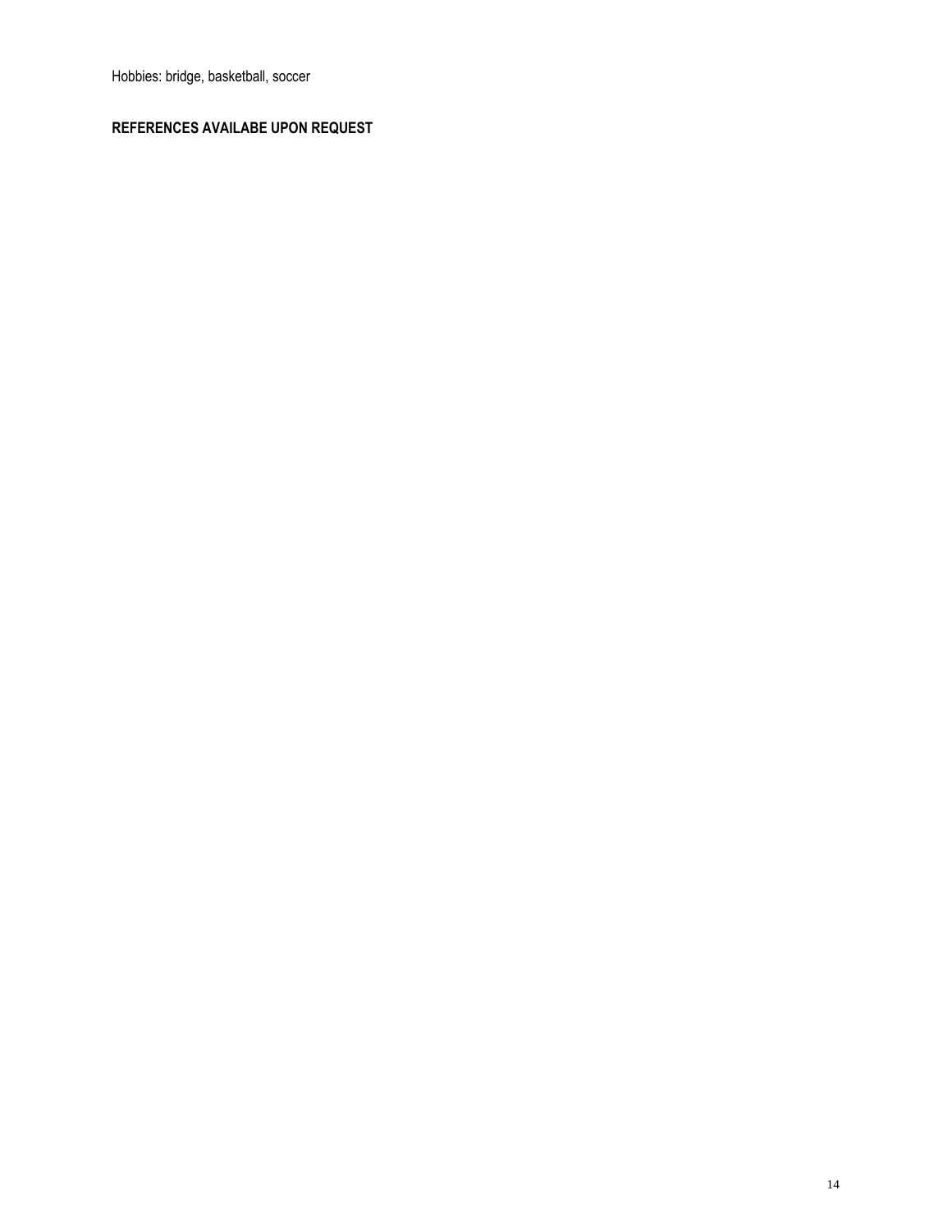Hobbies: bridge, basketball, soccer

**REFERENCES AVAILABE UPON REQUEST**